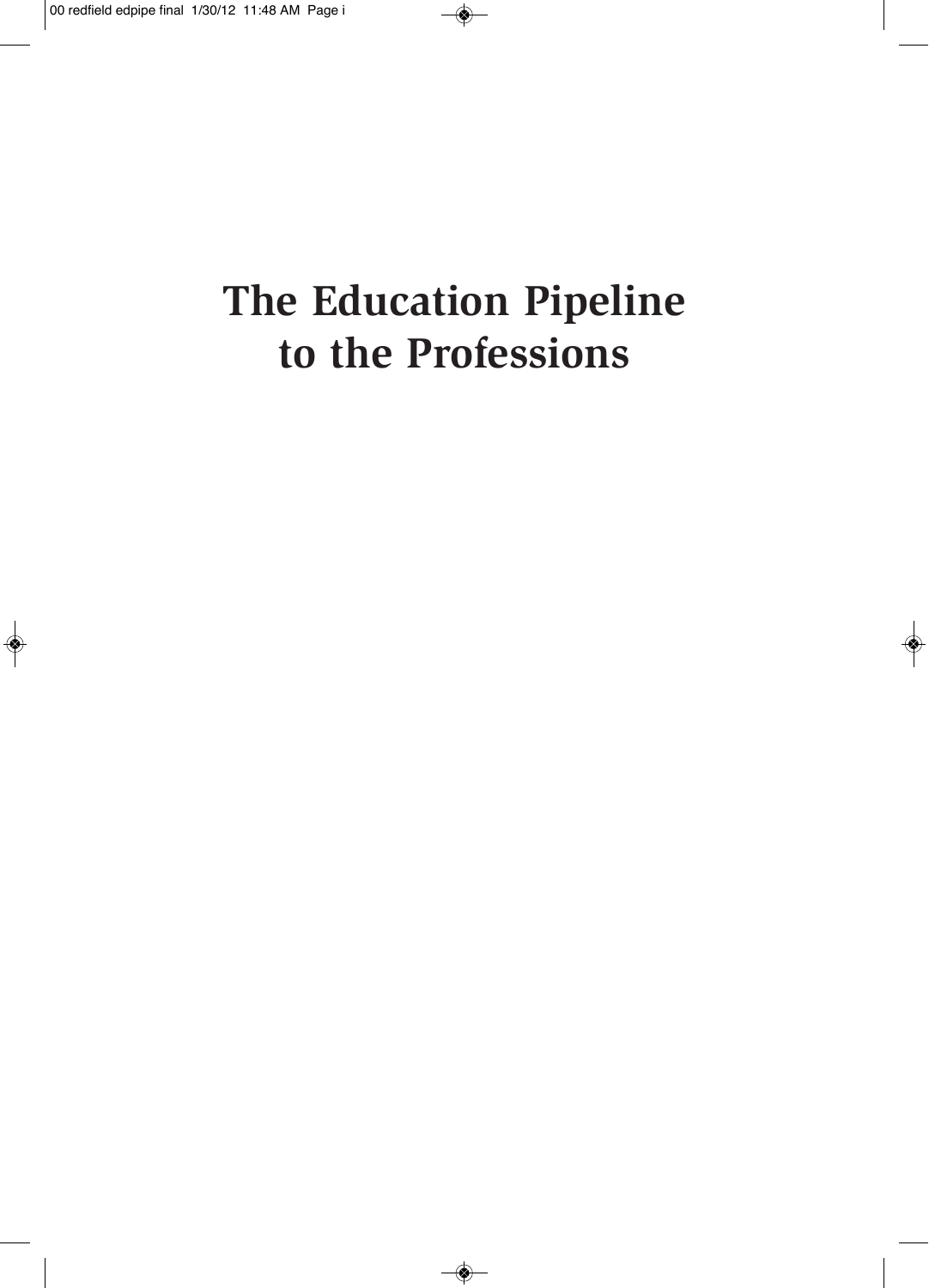# The Education Pipeline to the Professions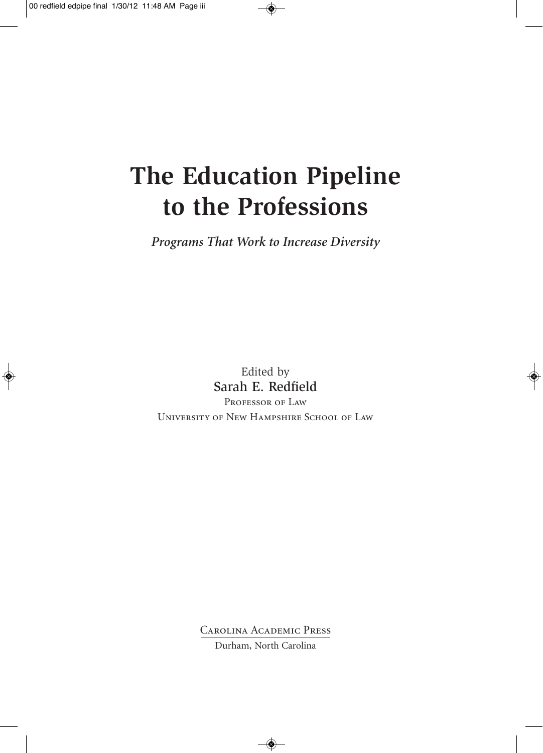# The Education Pipeline to the Professions

*Programs That Work to Increase Diversity*

Edited by

Sarah E. Redfield

Professor of Law

University of New Hampshire School of Law

Carolina Academic Press

Durham, North Carolina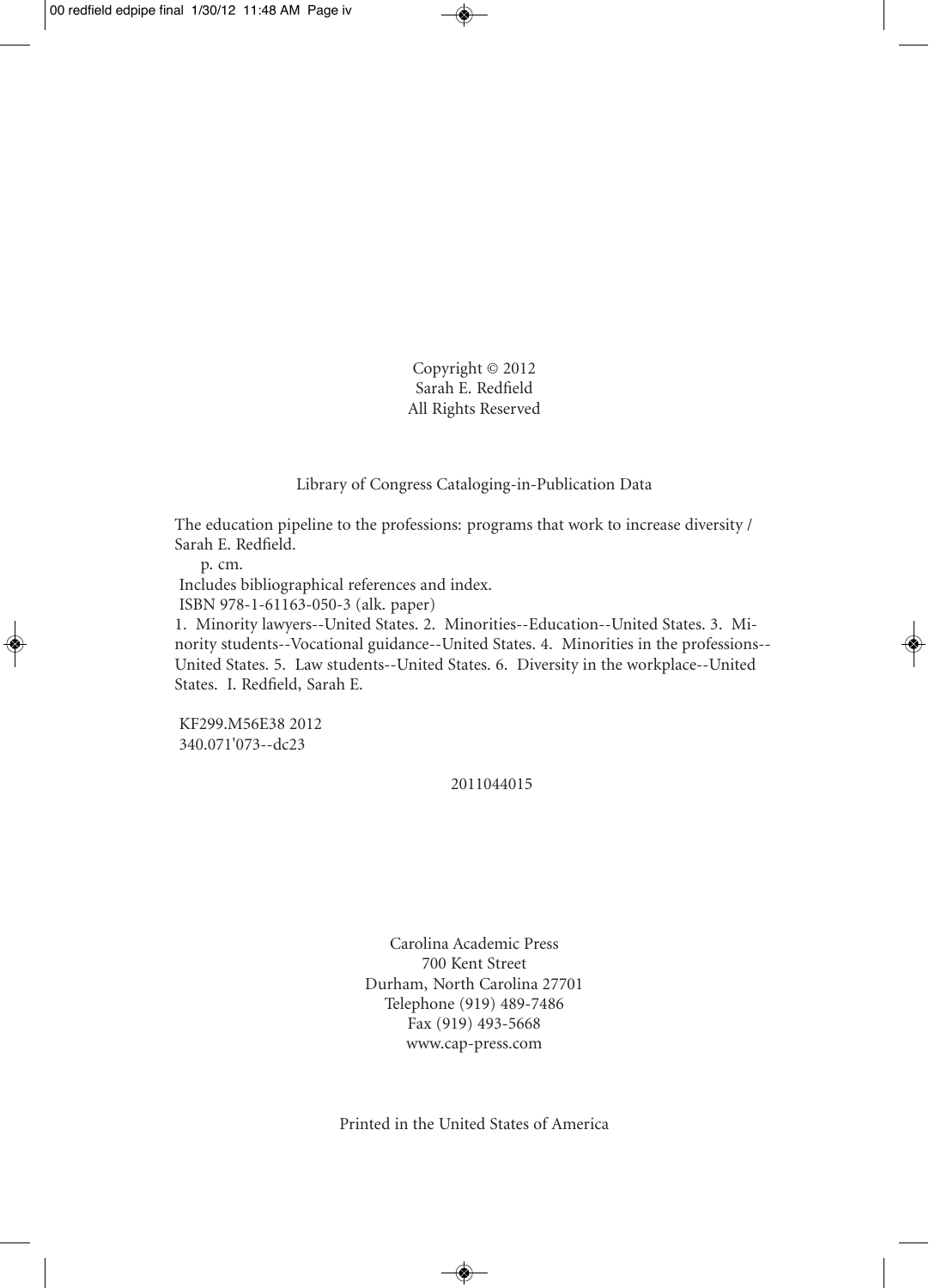Copyright © 2012
Sarah E. Redfield
All Rights Reserved

Library of Congress Cataloging-in-Publication Data

The education pipeline to the professions: programs that work to increase diversity / Sarah E. Redfield.

p. cm.

Includes bibliographical references and index.

ISBN 978-1-61163-050-3 (alk. paper)

1. Minority lawyers--United States. 2. Minorities--Education--United States. 3. Minority students--Vocational guidance--United States. 4. Minorities in the professions--United States. 5. Law students--United States. 6. Diversity in the workplace--United States. I. Redfield, Sarah E.

KF299.M56E38 2012
340.071'073--dc23

2011044015

Carolina Academic Press
700 Kent Street
Durham, North Carolina 27701
Telephone (919) 489-7486
Fax (919) 493-5668
www.cap-press.com

Printed in the United States of America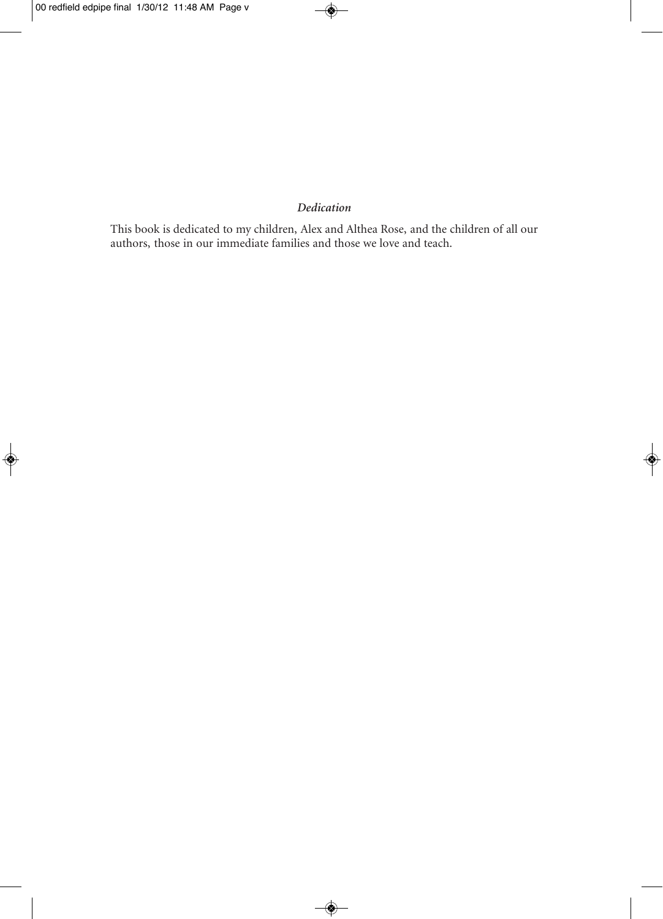*Dedication*

This book is dedicated to my children, Alex and Althea Rose, and the children of all our authors, those in our immediate families and those we love and teach.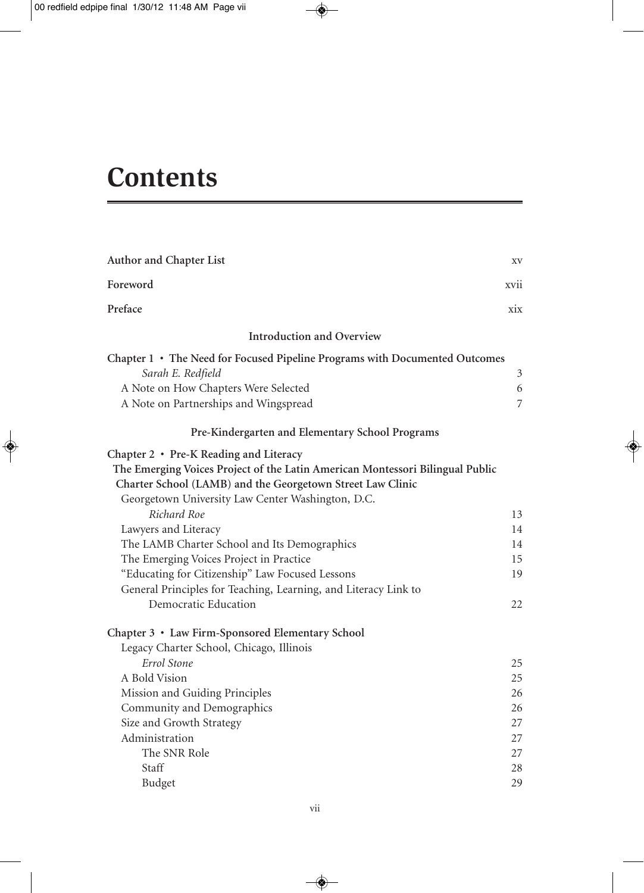# Contents

| | |
|---|---|
| **Author and Chapter List** | xv |
| **Foreword** | xvii |
| **Preface** | xix |

**Introduction and Overview**

| | |
|---|---|
| **Chapter 1 • The Need for Focused Pipeline Programs with Documented Outcomes** | |
| *Sarah E. Redfield* | 3 |
| A Note on How Chapters Were Selected | 6 |
| A Note on Partnerships and Wingspread | 7 |

**Pre-Kindergarten and Elementary School Programs**

| | |
|---|---|
| **Chapter 2 • Pre-K Reading and Literacy** | |
| **The Emerging Voices Project of the Latin American Montessori Bilingual Public Charter School (LAMB) and the Georgetown Street Law Clinic** | |
| Georgetown University Law Center Washington, D.C. | |
| *Richard Roe* | 13 |
| Lawyers and Literacy | 14 |
| The LAMB Charter School and Its Demographics | 14 |
| The Emerging Voices Project in Practice | 15 |
| "Educating for Citizenship" Law Focused Lessons | 19 |
| General Principles for Teaching, Learning, and Literacy Link to Democratic Education | 22 |

| | |
|---|---|
| **Chapter 3 • Law Firm-Sponsored Elementary School** | |
| Legacy Charter School, Chicago, Illinois | |
| *Errol Stone* | 25 |
| A Bold Vision | 25 |
| Mission and Guiding Principles | 26 |
| Community and Demographics | 26 |
| Size and Growth Strategy | 27 |
| Administration | 27 |
| The SNR Role | 27 |
| Staff | 28 |
| Budget | 29 |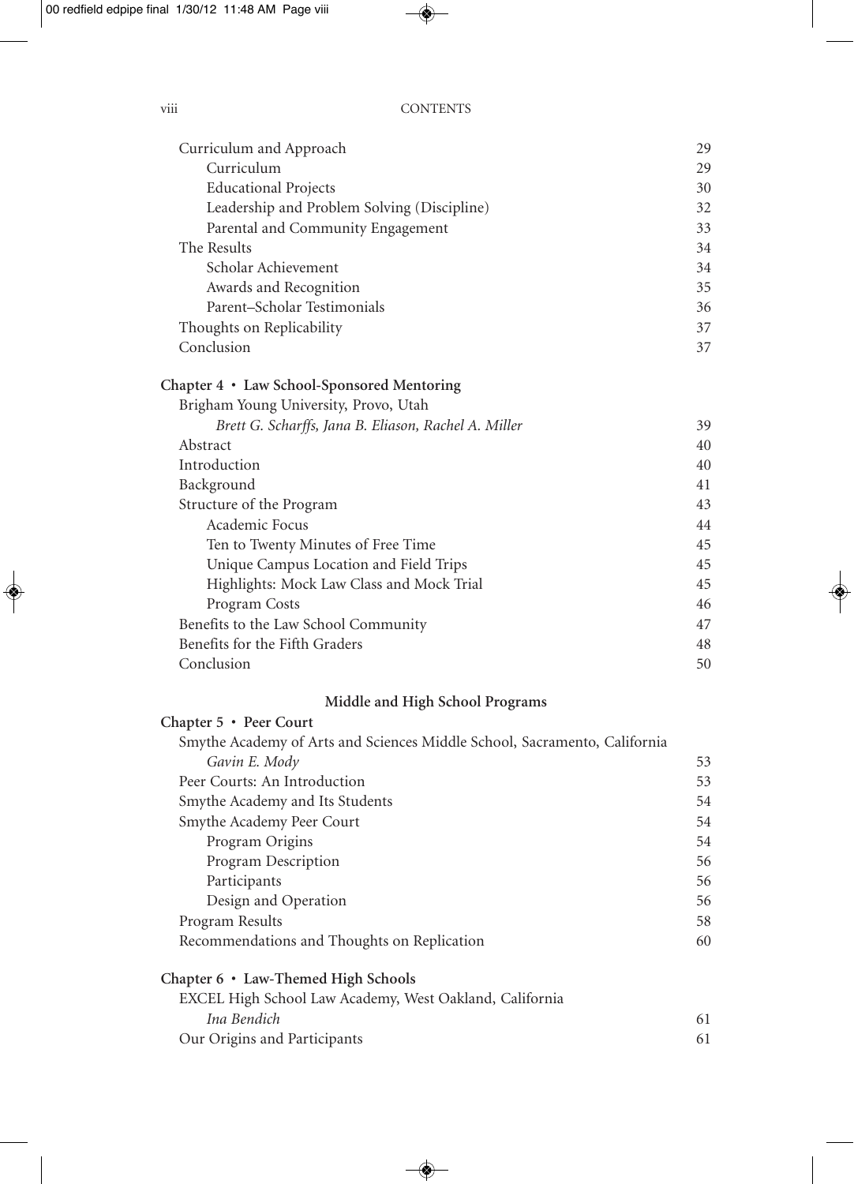Curriculum and Approach 29
- Curriculum 29
- Educational Projects 30
- Leadership and Problem Solving (Discipline) 32
- Parental and Community Engagement 33

The Results 34
- Scholar Achievement 34
- Awards and Recognition 35
- Parent–Scholar Testimonials 36

Thoughts on Replicability 37

Conclusion 37

**Chapter 4 • Law School-Sponsored Mentoring**

Brigham Young University, Provo, Utah

*Brett G. Scharffs, Jana B. Eliason, Rachel A. Miller* 39

Abstract 40

Introduction 40

Background 41

Structure of the Program 43
- Academic Focus 44
- Ten to Twenty Minutes of Free Time 45
- Unique Campus Location and Field Trips 45
- Highlights: Mock Law Class and Mock Trial 45
- Program Costs 46

Benefits to the Law School Community 47

Benefits for the Fifth Graders 48

Conclusion 50

## Middle and High School Programs

**Chapter 5 • Peer Court**

Smythe Academy of Arts and Sciences Middle School, Sacramento, California

*Gavin E. Mody* 53

Peer Courts: An Introduction 53

Smythe Academy and Its Students 54

Smythe Academy Peer Court 54
- Program Origins 54
- Program Description 56
- Participants 56
- Design and Operation 56

Program Results 58

Recommendations and Thoughts on Replication 60

**Chapter 6 • Law-Themed High Schools**

EXCEL High School Law Academy, West Oakland, California

*Ina Bendich* 61

Our Origins and Participants 61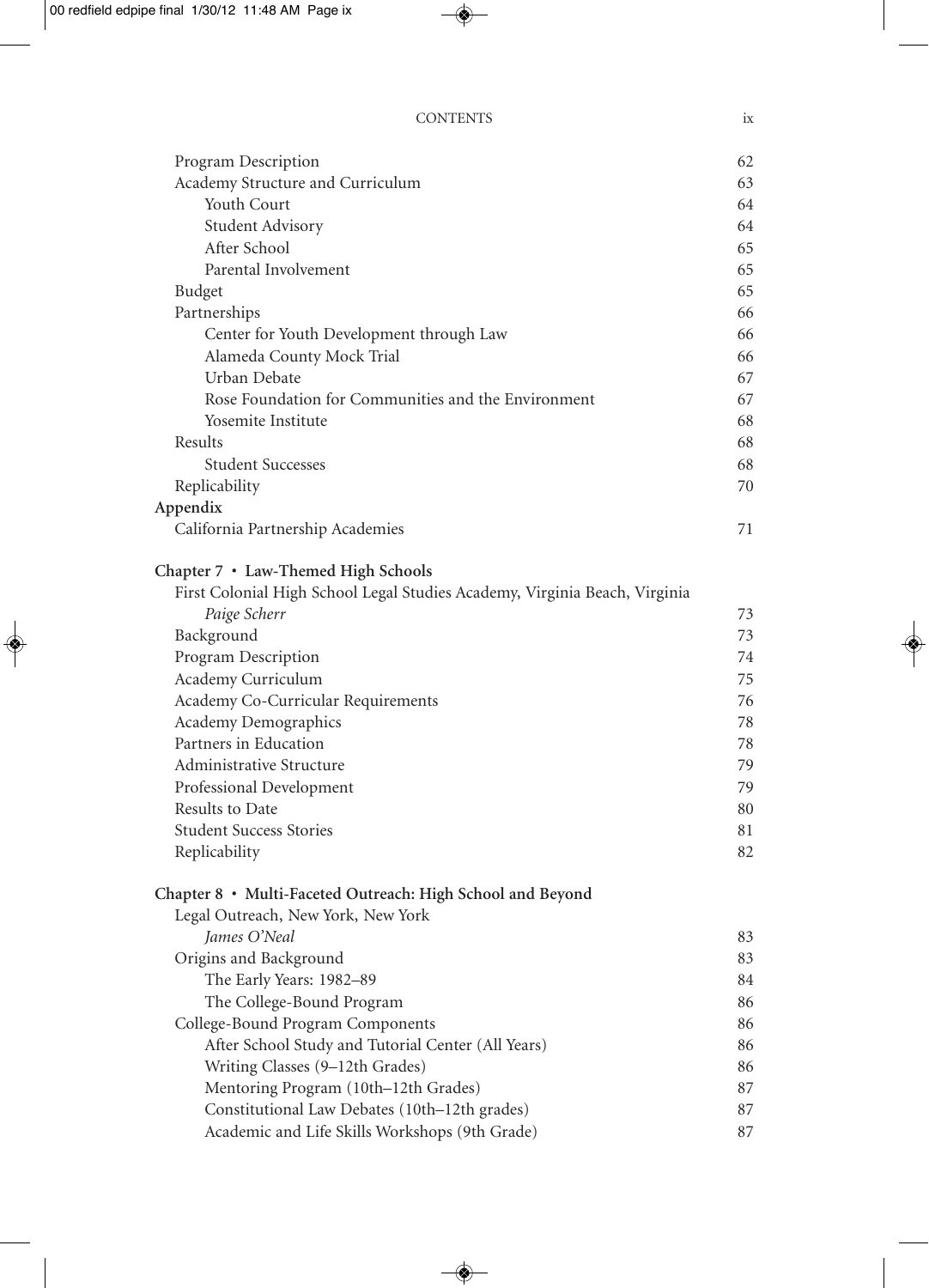Program Description 62
Academy Structure and Curriculum 63
 Youth Court 64
 Student Advisory 64
 After School 65
 Parental Involvement 65
Budget 65
Partnerships 66
 Center for Youth Development through Law 66
 Alameda County Mock Trial 66
 Urban Debate 67
 Rose Foundation for Communities and the Environment 67
 Yosemite Institute 68
Results 68
 Student Successes 68
Replicability 70

**Appendix**

California Partnership Academies 71

**Chapter 7 • Law-Themed High Schools**

First Colonial High School Legal Studies Academy, Virginia Beach, Virginia
 *Paige Scherr* 73
Background 73
Program Description 74
Academy Curriculum 75
Academy Co-Curricular Requirements 76
Academy Demographics 78
Partners in Education 78
Administrative Structure 79
Professional Development 79
Results to Date 80
Student Success Stories 81
Replicability 82

**Chapter 8 • Multi-Faceted Outreach: High School and Beyond**

Legal Outreach, New York, New York
 *James O'Neal* 83
Origins and Background 83
 The Early Years: 1982–89 84
 The College-Bound Program 86
College-Bound Program Components 86
 After School Study and Tutorial Center (All Years) 86
 Writing Classes (9–12th Grades) 86
 Mentoring Program (10th–12th Grades) 87
 Constitutional Law Debates (10th–12th grades) 87
 Academic and Life Skills Workshops (9th Grade) 87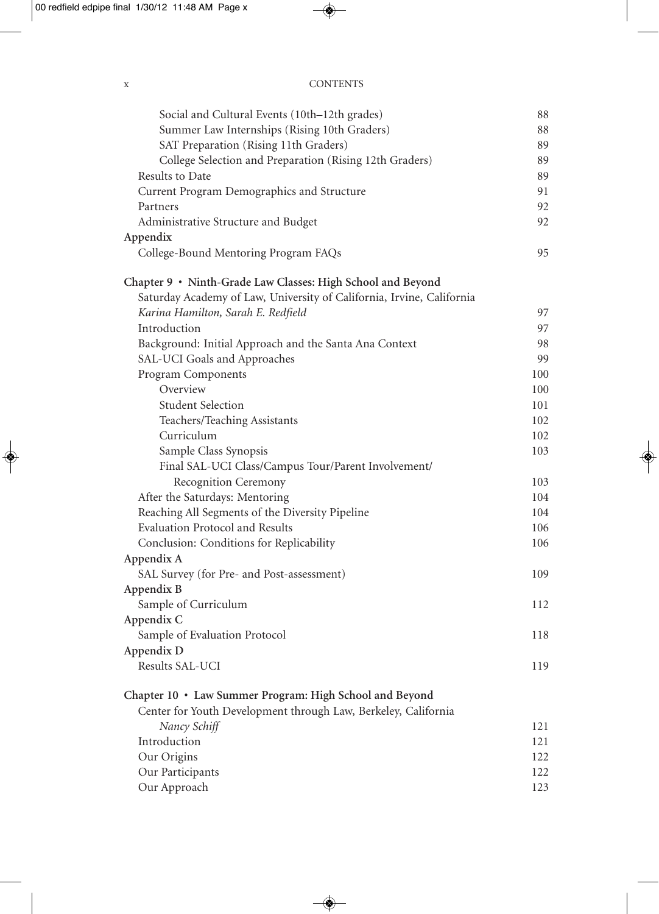Social and Cultural Events (10th–12th grades) 88
Summer Law Internships (Rising 10th Graders) 88
SAT Preparation (Rising 11th Graders) 89
College Selection and Preparation (Rising 12th Graders) 89
Results to Date 89
Current Program Demographics and Structure 91
Partners 92
Administrative Structure and Budget 92

**Appendix**

College-Bound Mentoring Program FAQs 95

**Chapter 9 • Ninth-Grade Law Classes: High School and Beyond**

Saturday Academy of Law, University of California, Irvine, California

*Karina Hamilton, Sarah E. Redfield* 97

Introduction 97
Background: Initial Approach and the Santa Ana Context 98
SAL-UCI Goals and Approaches 99
Program Components 100
Overview 100
Student Selection 101
Teachers/Teaching Assistants 102
Curriculum 102
Sample Class Synopsis 103
Final SAL-UCI Class/Campus Tour/Parent Involvement/ Recognition Ceremony 103
After the Saturdays: Mentoring 104
Reaching All Segments of the Diversity Pipeline 104
Evaluation Protocol and Results 106
Conclusion: Conditions for Replicability 106

**Appendix A**

SAL Survey (for Pre- and Post-assessment) 109

**Appendix B**

Sample of Curriculum 112

**Appendix C**

Sample of Evaluation Protocol 118

**Appendix D**

Results SAL-UCI 119

**Chapter 10 • Law Summer Program: High School and Beyond**

Center for Youth Development through Law, Berkeley, California

*Nancy Schiff* 121

Introduction 121
Our Origins 122
Our Participants 122
Our Approach 123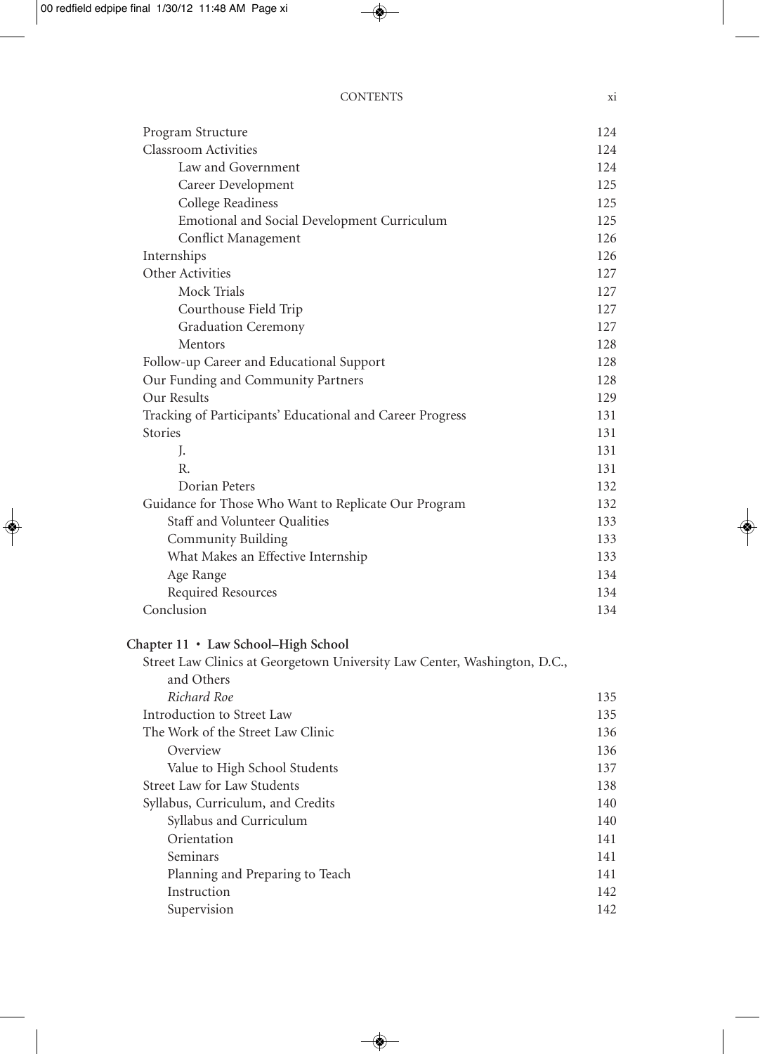| | |
|---|---|
| Program Structure | 124 |
| Classroom Activities | 124 |
| Law and Government | 124 |
| Career Development | 125 |
| College Readiness | 125 |
| Emotional and Social Development Curriculum | 125 |
| Conflict Management | 126 |
| Internships | 126 |
| Other Activities | 127 |
| Mock Trials | 127 |
| Courthouse Field Trip | 127 |
| Graduation Ceremony | 127 |
| Mentors | 128 |
| Follow-up Career and Educational Support | 128 |
| Our Funding and Community Partners | 128 |
| Our Results | 129 |
| Tracking of Participants' Educational and Career Progress | 131 |
| Stories | 131 |
| J. | 131 |
| R. | 131 |
| Dorian Peters | 132 |
| Guidance for Those Who Want to Replicate Our Program | 132 |
| Staff and Volunteer Qualities | 133 |
| Community Building | 133 |
| What Makes an Effective Internship | 133 |
| Age Range | 134 |
| Required Resources | 134 |
| Conclusion | 134 |

**Chapter 11 • Law School–High School**

| | |
|---|---|
| Street Law Clinics at Georgetown University Law Center, Washington, D.C., and Others | |
| *Richard Roe* | 135 |
| Introduction to Street Law | 135 |
| The Work of the Street Law Clinic | 136 |
| Overview | 136 |
| Value to High School Students | 137 |
| Street Law for Law Students | 138 |
| Syllabus, Curriculum, and Credits | 140 |
| Syllabus and Curriculum | 140 |
| Orientation | 141 |
| Seminars | 141 |
| Planning and Preparing to Teach | 141 |
| Instruction | 142 |
| Supervision | 142 |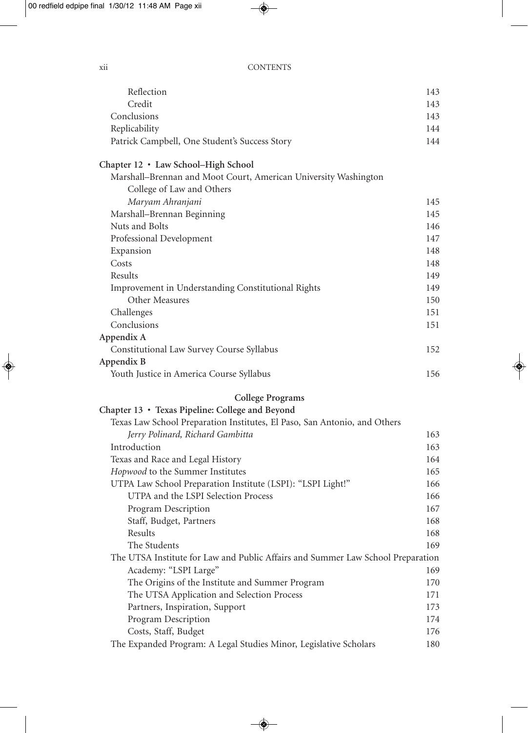Reflection 143
Credit 143
Conclusions 143
Replicability 144
Patrick Campbell, One Student's Success Story 144

**Chapter 12 • Law School–High School**

Marshall–Brennan and Moot Court, American University Washington College of Law and Others

*Maryam Ahranjani* 145

Marshall–Brennan Beginning 145
Nuts and Bolts 146
Professional Development 147
Expansion 148
Costs 148
Results 149
Improvement in Understanding Constitutional Rights 149
Other Measures 150
Challenges 151
Conclusions 151

**Appendix A**

Constitutional Law Survey Course Syllabus 152

**Appendix B**

Youth Justice in America Course Syllabus 156

**College Programs**

**Chapter 13 • Texas Pipeline: College and Beyond**

Texas Law School Preparation Institutes, El Paso, San Antonio, and Others

*Jerry Polinard, Richard Gambitta* 163

Introduction 163
Texas and Race and Legal History 164
*Hopwood* to the Summer Institutes 165
UTPA Law School Preparation Institute (LSPI): "LSPI Light!" 166
UTPA and the LSPI Selection Process 166
Program Description 167
Staff, Budget, Partners 168
Results 168
The Students 169
The UTSA Institute for Law and Public Affairs and Summer Law School Preparation Academy: "LSPI Large" 169
The Origins of the Institute and Summer Program 170
The UTSA Application and Selection Process 171
Partners, Inspiration, Support 173
Program Description 174
Costs, Staff, Budget 176
The Expanded Program: A Legal Studies Minor, Legislative Scholars 180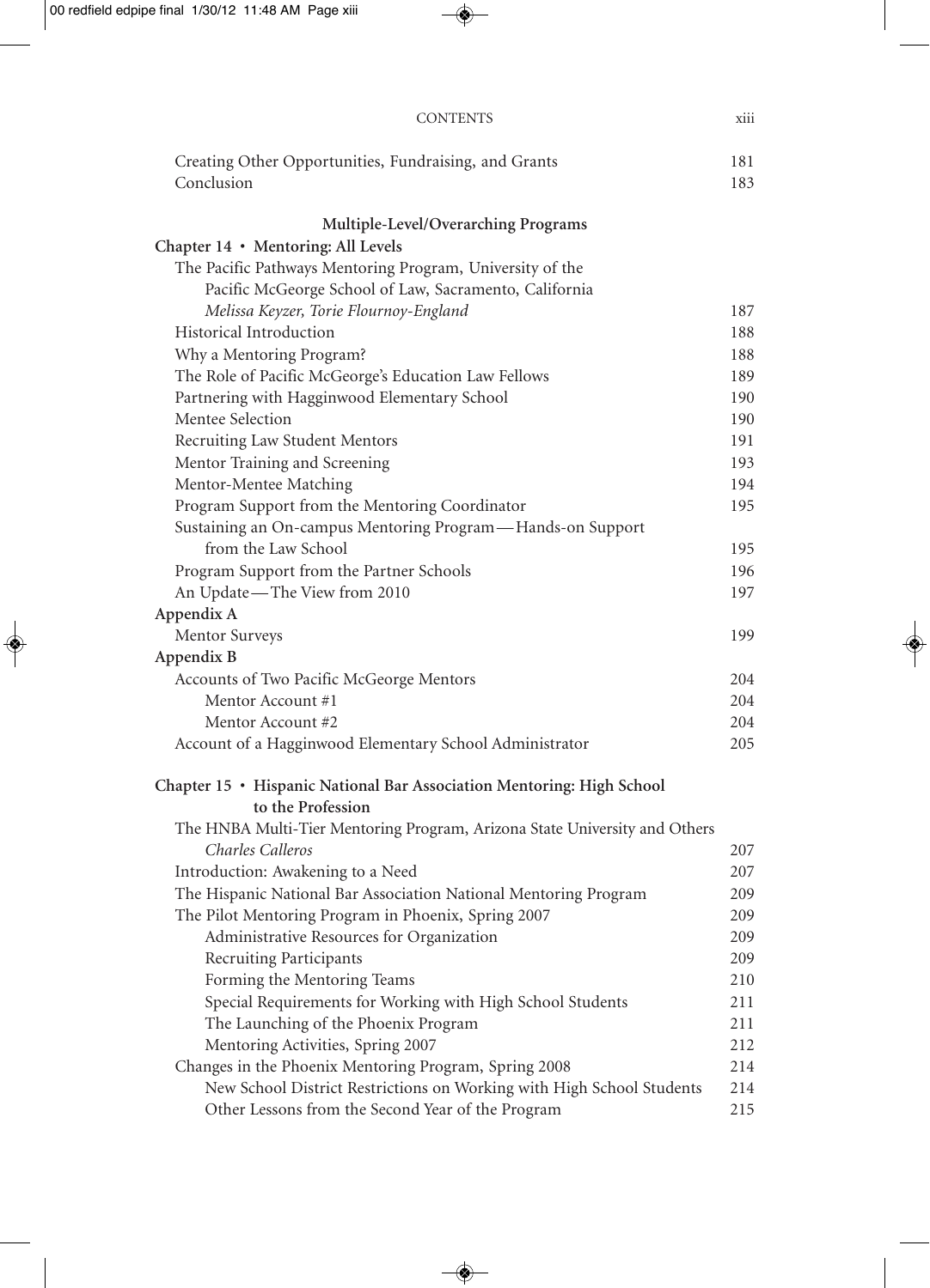Creating Other Opportunities, Fundraising, and Grants 181
Conclusion 183

**Multiple-Level/Overarching Programs**

**Chapter 14 • Mentoring: All Levels**

The Pacific Pathways Mentoring Program, University of the Pacific McGeorge School of Law, Sacramento, California
*Melissa Keyzer, Torie Flournoy-England* 187
Historical Introduction 188
Why a Mentoring Program? 188
The Role of Pacific McGeorge's Education Law Fellows 189
Partnering with Hagginwood Elementary School 190
Mentee Selection 190
Recruiting Law Student Mentors 191
Mentor Training and Screening 193
Mentor-Mentee Matching 194
Program Support from the Mentoring Coordinator 195
Sustaining an On-campus Mentoring Program—Hands-on Support from the Law School 195
Program Support from the Partner Schools 196
An Update—The View from 2010 197

**Appendix A**

Mentor Surveys 199

**Appendix B**

Accounts of Two Pacific McGeorge Mentors 204
    Mentor Account #1 204
    Mentor Account #2 204
Account of a Hagginwood Elementary School Administrator 205

**Chapter 15 • Hispanic National Bar Association Mentoring: High School to the Profession**

The HNBA Multi-Tier Mentoring Program, Arizona State University and Others
*Charles Calleros* 207
Introduction: Awakening to a Need 207
The Hispanic National Bar Association National Mentoring Program 209
The Pilot Mentoring Program in Phoenix, Spring 2007 209
    Administrative Resources for Organization 209
    Recruiting Participants 209
    Forming the Mentoring Teams 210
    Special Requirements for Working with High School Students 211
    The Launching of the Phoenix Program 211
    Mentoring Activities, Spring 2007 212
Changes in the Phoenix Mentoring Program, Spring 2008 214
    New School District Restrictions on Working with High School Students 214
    Other Lessons from the Second Year of the Program 215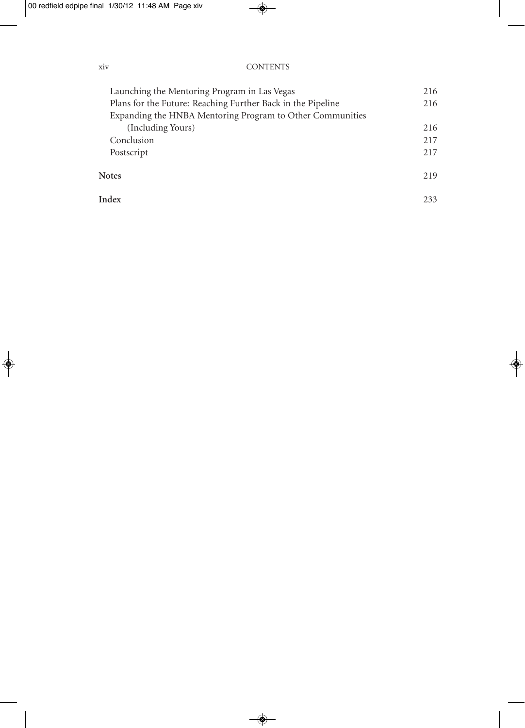Launching the Mentoring Program in Las Vegas 216

Plans for the Future: Reaching Further Back in the Pipeline 216

Expanding the HNBA Mentoring Program to Other Communities (Including Yours) 216

Conclusion 217

Postscript 217

**Notes** 219

**Index** 233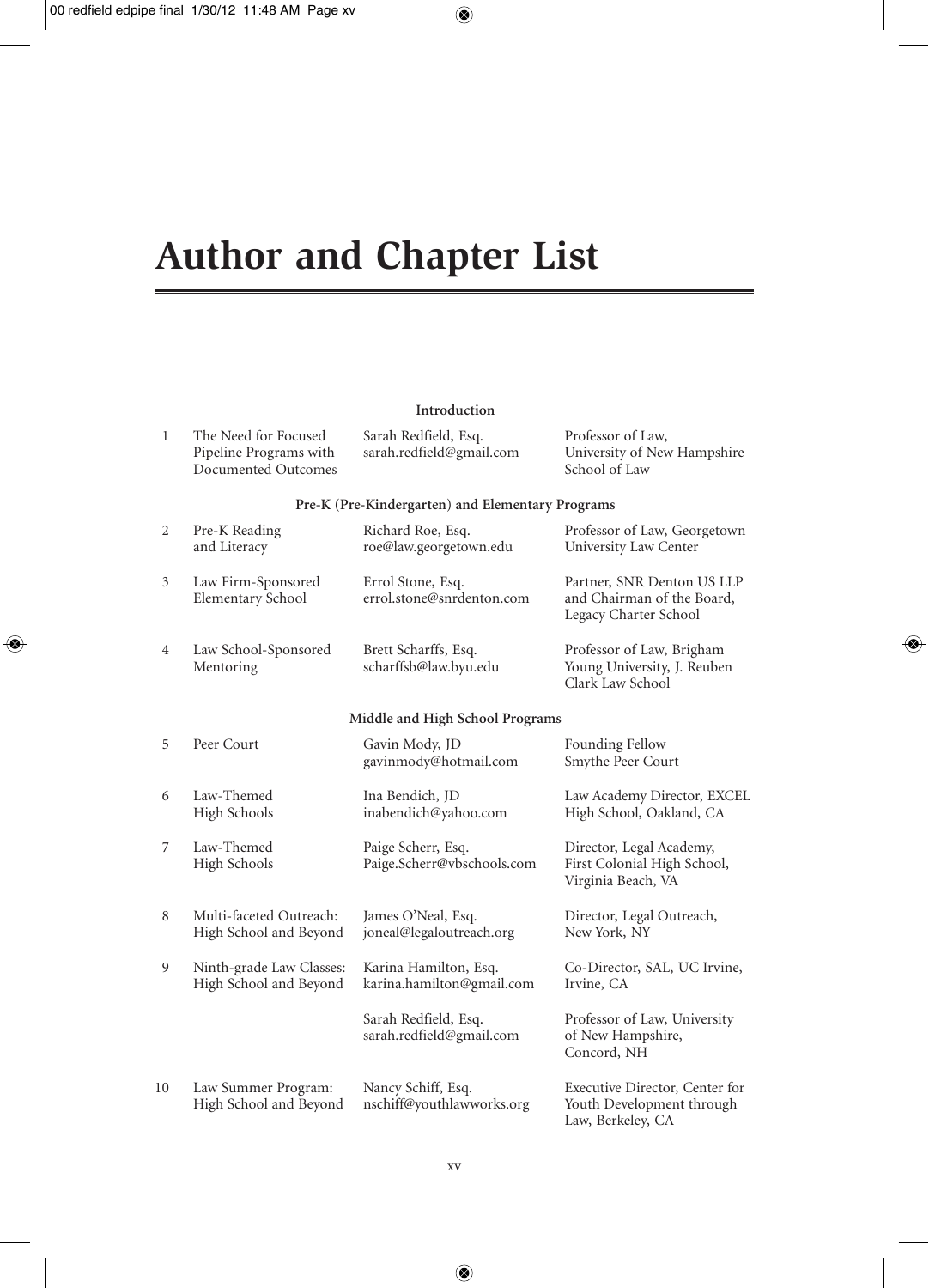# Author and Chapter List

| | | | |
|---|---|---|---|
| | | **Introduction** | |
| 1 | The Need for Focused Pipeline Programs with Documented Outcomes | Sarah Redfield, Esq. sarah.redfield@gmail.com | Professor of Law, University of New Hampshire School of Law |
| | | **Pre-K (Pre-Kindergarten) and Elementary Programs** | |
| 2 | Pre-K Reading and Literacy | Richard Roe, Esq. roe@law.georgetown.edu | Professor of Law, Georgetown University Law Center |
| 3 | Law Firm-Sponsored Elementary School | Errol Stone, Esq. errol.stone@snrdenton.com | Partner, SNR Denton US LLP and Chairman of the Board, Legacy Charter School |
| 4 | Law School-Sponsored Mentoring | Brett Scharffs, Esq. scharffsb@law.byu.edu | Professor of Law, Brigham Young University, J. Reuben Clark Law School |
| | | **Middle and High School Programs** | |
| 5 | Peer Court | Gavin Mody, JD gavinmody@hotmail.com | Founding Fellow Smythe Peer Court |
| 6 | Law-Themed High Schools | Ina Bendich, JD inabendich@yahoo.com | Law Academy Director, EXCEL High School, Oakland, CA |
| 7 | Law-Themed High Schools | Paige Scherr, Esq. Paige.Scherr@vbschools.com | Director, Legal Academy, First Colonial High School, Virginia Beach, VA |
| 8 | Multi-faceted Outreach: High School and Beyond | James O'Neal, Esq. joneal@legaloutreach.org | Director, Legal Outreach, New York, NY |
| 9 | Ninth-grade Law Classes: High School and Beyond | Karina Hamilton, Esq. karina.hamilton@gmail.com | Co-Director, SAL, UC Irvine, Irvine, CA |
| | | Sarah Redfield, Esq. sarah.redfield@gmail.com | Professor of Law, University of New Hampshire, Concord, NH |
| 10 | Law Summer Program: High School and Beyond | Nancy Schiff, Esq. nschiff@youthlawworks.org | Executive Director, Center for Youth Development through Law, Berkeley, CA |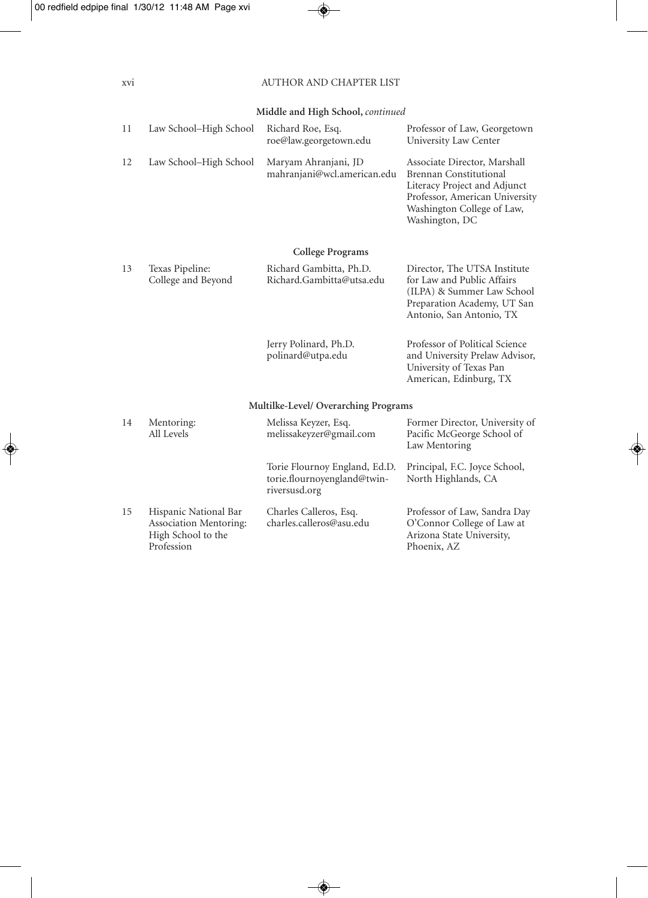## AUTHOR AND CHAPTER LIST

### Middle and High School, *continued*

| | | | |
|---|---|---|---|
| 11 | Law School–High School | Richard Roe, Esq.<br>roe@law.georgetown.edu | Professor of Law, Georgetown University Law Center |
| 12 | Law School–High School | Maryam Ahranjani, JD<br>mahranjani@wcl.american.edu | Associate Director, Marshall Brennan Constitutional Literacy Project and Adjunct Professor, American University Washington College of Law, Washington, DC |

### College Programs

| | | | |
|---|---|---|---|
| 13 | Texas Pipeline: College and Beyond | Richard Gambitta, Ph.D.<br>Richard.Gambitta@utsa.edu | Director, The UTSA Institute for Law and Public Affairs (ILPA) & Summer Law School Preparation Academy, UT San Antonio, San Antonio, TX |
| | | Jerry Polinard, Ph.D.<br>polinard@utpa.edu | Professor of Political Science and University Prelaw Advisor, University of Texas Pan American, Edinburg, TX |

### Multilke-Level/ Overarching Programs

| | | | |
|---|---|---|---|
| 14 | Mentoring: All Levels | Melissa Keyzer, Esq.<br>melissakeyzer@gmail.com | Former Director, University of Pacific McGeorge School of Law Mentoring |
| | | Torie Flournoy England, Ed.D.<br>torie.flournoyengland@twin-riversusd.org | Principal, F.C. Joyce School, North Highlands, CA |
| 15 | Hispanic National Bar Association Mentoring: High School to the Profession | Charles Calleros, Esq.<br>charles.calleros@asu.edu | Professor of Law, Sandra Day O'Connor College of Law at Arizona State University, Phoenix, AZ |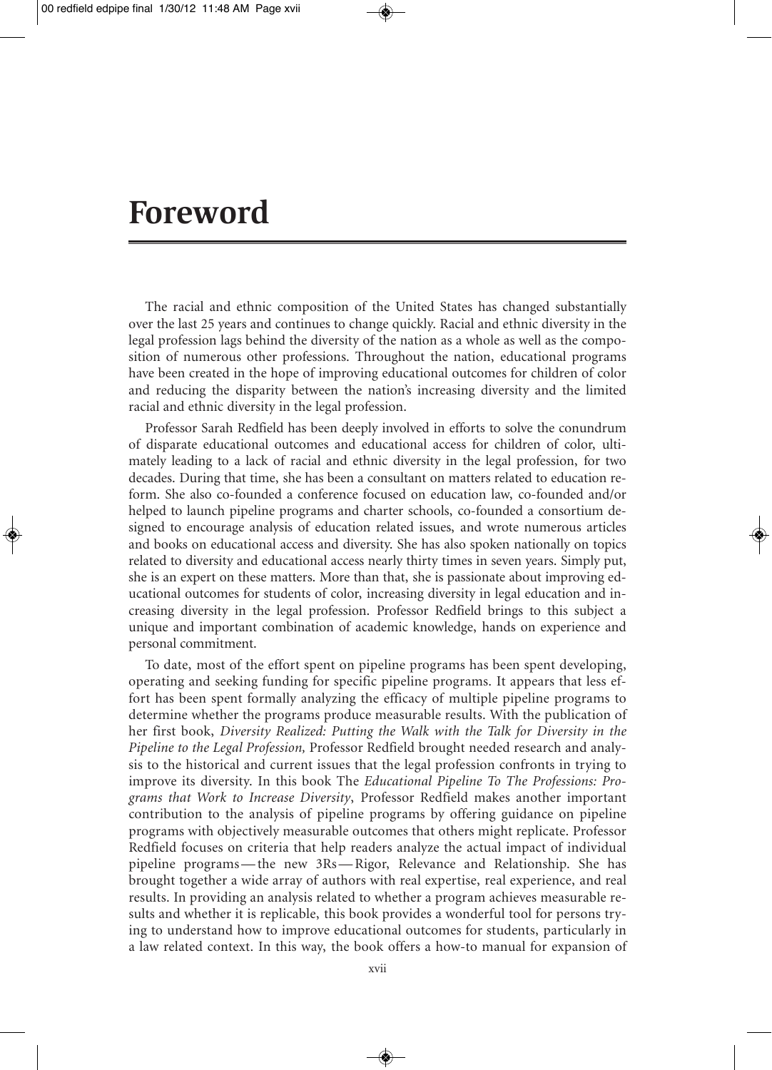# Foreword

The racial and ethnic composition of the United States has changed substantially over the last 25 years and continues to change quickly. Racial and ethnic diversity in the legal profession lags behind the diversity of the nation as a whole as well as the composition of numerous other professions. Throughout the nation, educational programs have been created in the hope of improving educational outcomes for children of color and reducing the disparity between the nation's increasing diversity and the limited racial and ethnic diversity in the legal profession.

Professor Sarah Redfield has been deeply involved in efforts to solve the conundrum of disparate educational outcomes and educational access for children of color, ultimately leading to a lack of racial and ethnic diversity in the legal profession, for two decades. During that time, she has been a consultant on matters related to education reform. She also co-founded a conference focused on education law, co-founded and/or helped to launch pipeline programs and charter schools, co-founded a consortium designed to encourage analysis of education related issues, and wrote numerous articles and books on educational access and diversity. She has also spoken nationally on topics related to diversity and educational access nearly thirty times in seven years. Simply put, she is an expert on these matters. More than that, she is passionate about improving educational outcomes for students of color, increasing diversity in legal education and increasing diversity in the legal profession. Professor Redfield brings to this subject a unique and important combination of academic knowledge, hands on experience and personal commitment.

To date, most of the effort spent on pipeline programs has been spent developing, operating and seeking funding for specific pipeline programs. It appears that less effort has been spent formally analyzing the efficacy of multiple pipeline programs to determine whether the programs produce measurable results. With the publication of her first book, *Diversity Realized: Putting the Walk with the Talk for Diversity in the Pipeline to the Legal Profession,* Professor Redfield brought needed research and analysis to the historical and current issues that the legal profession confronts in trying to improve its diversity. In this book The *Educational Pipeline To The Professions: Programs that Work to Increase Diversity*, Professor Redfield makes another important contribution to the analysis of pipeline programs by offering guidance on pipeline programs with objectively measurable outcomes that others might replicate. Professor Redfield focuses on criteria that help readers analyze the actual impact of individual pipeline programs—the new 3Rs—Rigor, Relevance and Relationship. She has brought together a wide array of authors with real expertise, real experience, and real results. In providing an analysis related to whether a program achieves measurable results and whether it is replicable, this book provides a wonderful tool for persons trying to understand how to improve educational outcomes for students, particularly in a law related context. In this way, the book offers a how-to manual for expansion of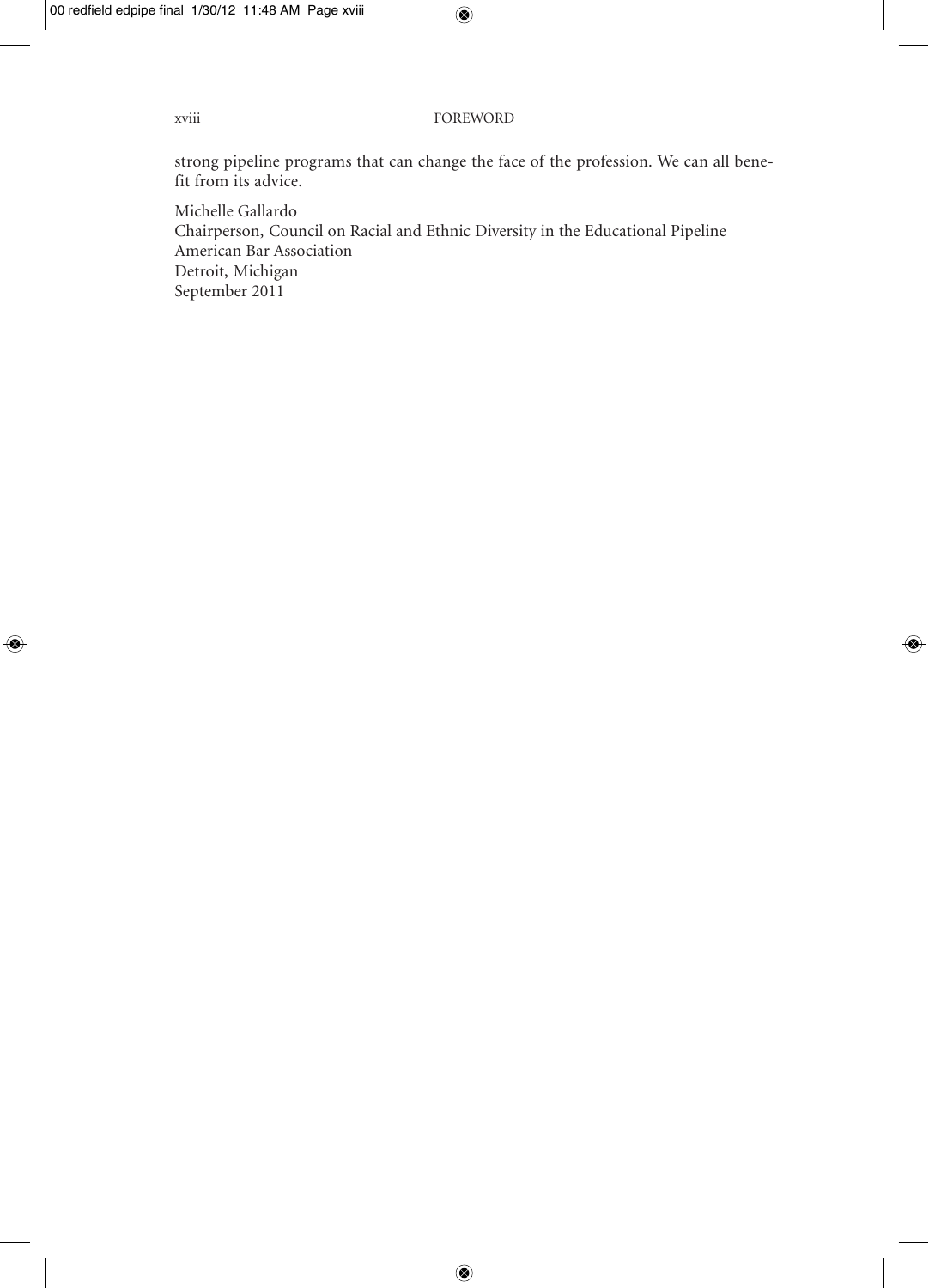strong pipeline programs that can change the face of the profession. We can all benefit from its advice.

Michelle Gallardo  
Chairperson, Council on Racial and Ethnic Diversity in the Educational Pipeline  
American Bar Association  
Detroit, Michigan  
September 2011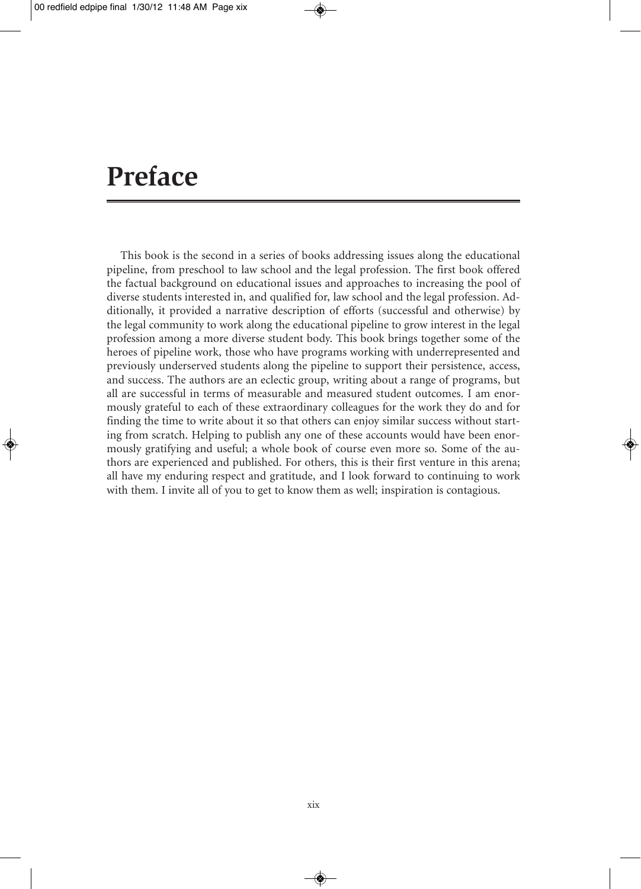# Preface

This book is the second in a series of books addressing issues along the educational pipeline, from preschool to law school and the legal profession. The first book offered the factual background on educational issues and approaches to increasing the pool of diverse students interested in, and qualified for, law school and the legal profession. Additionally, it provided a narrative description of efforts (successful and otherwise) by the legal community to work along the educational pipeline to grow interest in the legal profession among a more diverse student body. This book brings together some of the heroes of pipeline work, those who have programs working with underrepresented and previously underserved students along the pipeline to support their persistence, access, and success. The authors are an eclectic group, writing about a range of programs, but all are successful in terms of measurable and measured student outcomes. I am enormously grateful to each of these extraordinary colleagues for the work they do and for finding the time to write about it so that others can enjoy similar success without starting from scratch. Helping to publish any one of these accounts would have been enormously gratifying and useful; a whole book of course even more so. Some of the authors are experienced and published. For others, this is their first venture in this arena; all have my enduring respect and gratitude, and I look forward to continuing to work with them. I invite all of you to get to know them as well; inspiration is contagious.